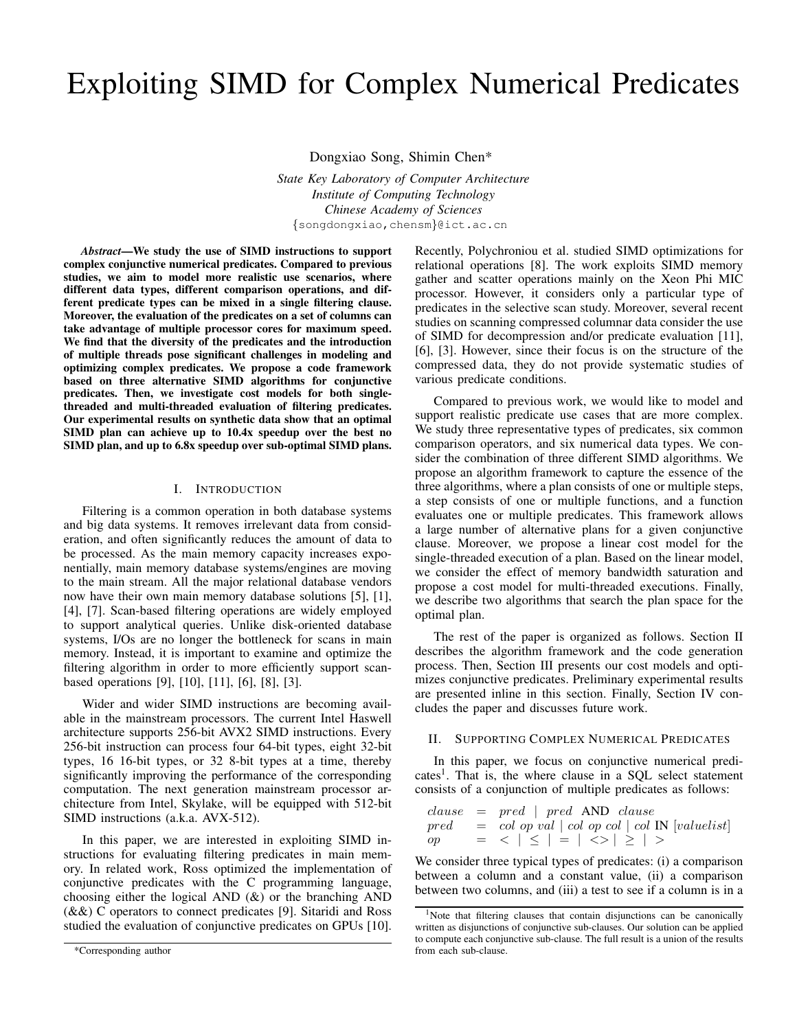# Exploiting SIMD for Complex Numerical Predicates

Dongxiao Song, Shimin Chen*

*State Key Laboratory of Computer Architecture*
*Institute of Computing Technology*
*Chinese Academy of Sciences*
{songdongxiao,chensm}@ict.ac.cn

***Abstract*—We study the use of SIMD instructions to support complex conjunctive numerical predicates. Compared to previous studies, we aim to model more realistic use scenarios, where different data types, different comparison operations, and different predicate types can be mixed in a single filtering clause. Moreover, the evaluation of the predicates on a set of columns can take advantage of multiple processor cores for maximum speed. We find that the diversity of the predicates and the introduction of multiple threads pose significant challenges in modeling and optimizing complex predicates. We propose a code framework based on three alternative SIMD algorithms for conjunctive predicates. Then, we investigate cost models for both single-threaded and multi-threaded evaluation of filtering predicates. Our experimental results on synthetic data show that an optimal SIMD plan can achieve up to 10.4x speedup over the best no SIMD plan, and up to 6.8x speedup over sub-optimal SIMD plans.**

## I. Introduction

Filtering is a common operation in both database systems and big data systems. It removes irrelevant data from consideration, and often significantly reduces the amount of data to be processed. As the main memory capacity increases exponentially, main memory database systems/engines are moving to the main stream. All the major relational database vendors now have their own main memory database solutions [5], [1], [4], [7]. Scan-based filtering operations are widely employed to support analytical queries. Unlike disk-oriented database systems, I/Os are no longer the bottleneck for scans in main memory. Instead, it is important to examine and optimize the filtering algorithm in order to more efficiently support scan-based operations [9], [10], [11], [6], [8], [3].

Wider and wider SIMD instructions are becoming available in the mainstream processors. The current Intel Haswell architecture supports 256-bit AVX2 SIMD instructions. Every 256-bit instruction can process four 64-bit types, eight 32-bit types, 16 16-bit types, or 32 8-bit types at a time, thereby significantly improving the performance of the corresponding computation. The next generation mainstream processor architecture from Intel, Skylake, will be equipped with 512-bit SIMD instructions (a.k.a. AVX-512).

In this paper, we are interested in exploiting SIMD instructions for evaluating filtering predicates in main memory. In related work, Ross optimized the implementation of conjunctive predicates with the C programming language, choosing either the logical AND (&) or the branching AND (&&) C operators to connect predicates [9]. Sitaridi and Ross studied the evaluation of conjunctive predicates on GPUs [10]. Recently, Polychroniou et al. studied SIMD optimizations for relational operations [8]. The work exploits SIMD memory gather and scatter operations mainly on the Xeon Phi MIC processor. However, it considers only a particular type of predicates in the selective scan study. Moreover, several recent studies on scanning compressed columnar data consider the use of SIMD for decompression and/or predicate evaluation [11], [6], [3]. However, since their focus is on the structure of the compressed data, they do not provide systematic studies of various predicate conditions.

Compared to previous work, we would like to model and support realistic predicate use cases that are more complex. We study three representative types of predicates, six common comparison operators, and six numerical data types. We consider the combination of three different SIMD algorithms. We propose an algorithm framework to capture the essence of the three algorithms, where a plan consists of one or multiple steps, a step consists of one or multiple functions, and a function evaluates one or multiple predicates. This framework allows a large number of alternative plans for a given conjunctive clause. Moreover, we propose a linear cost model for the single-threaded execution of a plan. Based on the linear model, we consider the effect of memory bandwidth saturation and propose a cost model for multi-threaded executions. Finally, we describe two algorithms that search the plan space for the optimal plan.

The rest of the paper is organized as follows. Section II describes the algorithm framework and the code generation process. Then, Section III presents our cost models and optimizes conjunctive predicates. Preliminary experimental results are presented inline in this section. Finally, Section IV concludes the paper and discusses future work.

## II. Supporting Complex Numerical Predicates

In this paper, we focus on conjunctive numerical predicates[1]. That is, the where clause in a SQL select statement consists of a conjunction of multiple predicates as follows:

$$
\begin{aligned}
clause &= pred \mid pred \text{ AND } clause \\
pred &= col\ op\ val \mid col\ op\ col \mid col \text{ IN } [valuelist] \\
op &= < \mid \leq \mid = \mid <> \mid \geq \mid >
\end{aligned}
$$

We consider three typical types of predicates: (i) a comparison between a column and a constant value, (ii) a comparison between two columns, and (iii) a test to see if a column is in a

[1] Note that filtering clauses that contain disjunctions can be canonically written as disjunctions of conjunctive sub-clauses. Our solution can be applied to compute each conjunctive sub-clause. The full result is a union of the results from each sub-clause.

*Corresponding author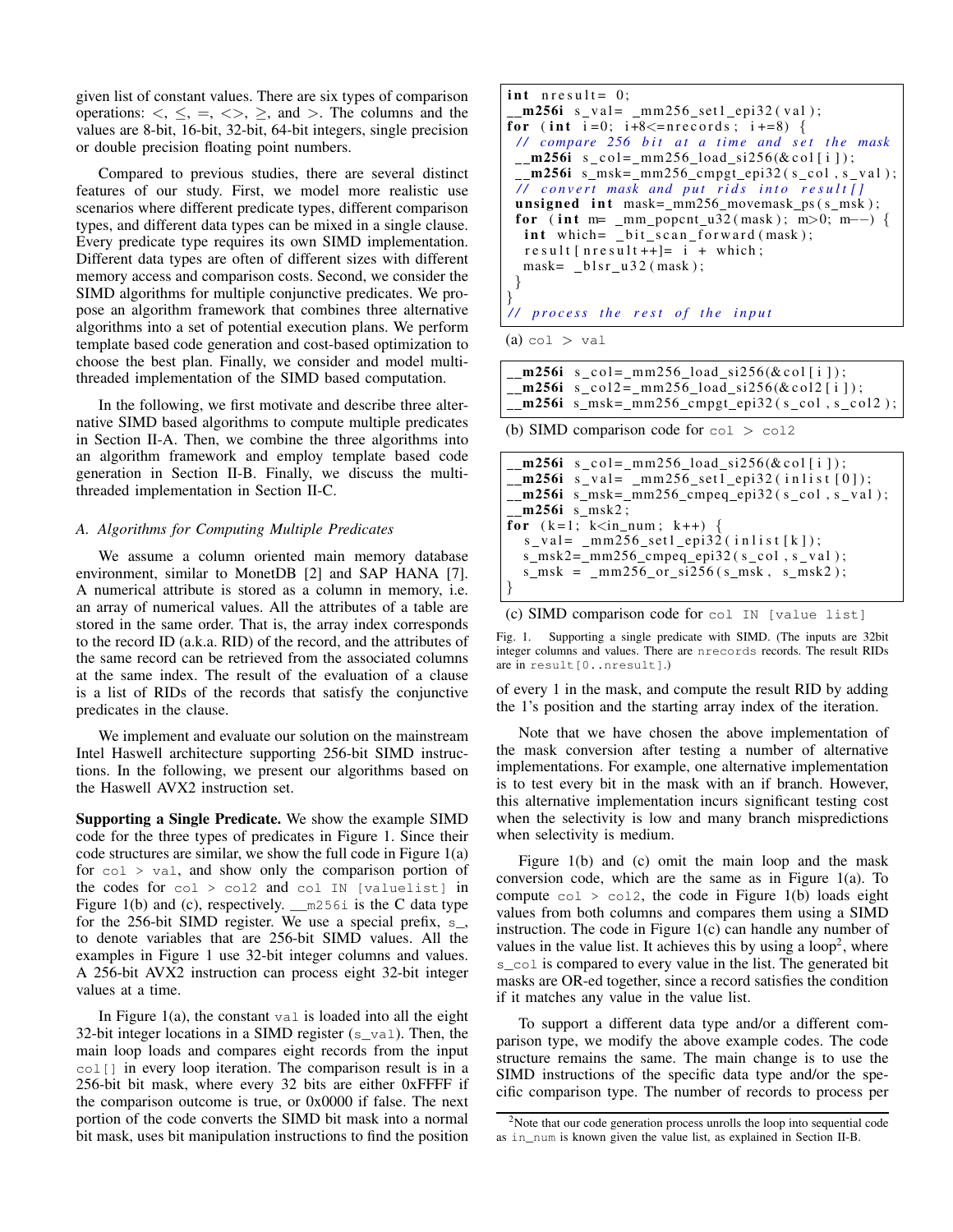given list of constant values. There are six types of comparison operations: $<$, $\leq$, $=$, $<>$, $\geq$, and $>$. The columns and the values are 8-bit, 16-bit, 32-bit, 64-bit integers, single precision or double precision floating point numbers.

Compared to previous studies, there are several distinct features of our study. First, we model more realistic use scenarios where different predicate types, different comparison types, and different data types can be mixed in a single clause. Every predicate type requires its own SIMD implementation. Different data types are often of different sizes with different memory access and comparison costs. Second, we consider the SIMD algorithms for multiple conjunctive predicates. We propose an algorithm framework that combines three alternative algorithms into a set of potential execution plans. We perform template based code generation and cost-based optimization to choose the best plan. Finally, we consider and model multi-threaded implementation of the SIMD based computation.

In the following, we first motivate and describe three alternative SIMD based algorithms to compute multiple predicates in Section II-A. Then, we combine the three algorithms into an algorithm framework and employ template based code generation in Section II-B. Finally, we discuss the multi-threaded implementation in Section II-C.

### A. Algorithms for Computing Multiple Predicates

We assume a column oriented main memory database environment, similar to MonetDB [2] and SAP HANA [7]. A numerical attribute is stored as a column in memory, i.e. an array of numerical values. All the attributes of a table are stored in the same order. That is, the array index corresponds to the record ID (a.k.a. RID) of the record, and the attributes of the same record can be retrieved from the associated columns at the same index. The result of the evaluation of a clause is a list of RIDs of the records that satisfy the conjunctive predicates in the clause.

We implement and evaluate our solution on the mainstream Intel Haswell architecture supporting 256-bit SIMD instructions. In the following, we present our algorithms based on the Haswell AVX2 instruction set.

**Supporting a Single Predicate.** We show the example SIMD code for the three types of predicates in Figure 1. Since their code structures are similar, we show the full code in Figure 1(a) for `col > val`, and show only the comparison portion of the codes for `col > col2` and `col IN [valuelist]` in Figure 1(b) and (c), respectively. `__m256i` is the C data type for the 256-bit SIMD register. We use a special prefix, `s_`, to denote variables that are 256-bit SIMD values. All the examples in Figure 1 use 32-bit integer columns and values. A 256-bit AVX2 instruction can process eight 32-bit integer values at a time.

In Figure 1(a), the constant `val` is loaded into all the eight 32-bit integer locations in a SIMD register (`s_val`). Then, the main loop loads and compares eight records from the input `col[]` in every loop iteration. The comparison result is in a 256-bit bit mask, where every 32 bits are either 0xFFFF if the comparison outcome is true, or 0x0000 if false. The next portion of the code converts the SIMD bit mask into a normal bit mask, uses bit manipulation instructions to find the position of every 1 in the mask, and compute the result RID by adding the 1's position and the starting array index of the iteration.

```
int nresult= 0;
__m256i s_val= _mm256_set1_epi32(val);
for (int i=0; i+8<=nrecords; i+=8) {
  // compare 256 bit at a time and set the mask
  __m256i s_col=_mm256_load_si256(&col[i]);
  __m256i s_msk=_mm256_cmpgt_epi32(s_col,s_val);
  // convert mask and put rids into result[]
  unsigned int mask=_mm256_movemask_ps(s_msk);
  for (int m= _mm_popcnt_u32(mask); m>0; m--) {
   int which= _bit_scan_forward(mask);
   result[nresult++]= i + which;
   mask= _blsr_u32(mask);
  }
}
// process the rest of the input
```

(a) `col > val`

```
__m256i s_col=_mm256_load_si256(&col[i]);
__m256i s_col2=_mm256_load_si256(&col2[i]);
__m256i s_msk=_mm256_cmpgt_epi32(s_col,s_col2);
```

(b) SIMD comparison code for `col > col2`

```
__m256i s_col=_mm256_load_si256(&col[i]);
__m256i s_val= _mm256_set1_epi32(inlist[0]);
__m256i s_msk=_mm256_cmpeq_epi32(s_col,s_val);
__m256i s_msk2;
for (k=1; k<in_num; k++) {
  s_val= _mm256_set1_epi32(inlist[k]);
  s_msk2=_mm256_cmpeq_epi32(s_col,s_val);
  s_msk = _mm256_or_si256(s_msk, s_msk2);
}
```

(c) SIMD comparison code for `col IN [value list]`

Fig. 1. Supporting a single predicate with SIMD. (The inputs are 32bit integer columns and values. There are `nrecords` records. The result RIDs are in `result[0..nresult]`.)

Note that we have chosen the above implementation of the mask conversion after testing a number of alternative implementations. For example, one alternative implementation is to test every bit in the mask with an if branch. However, this alternative implementation incurs significant testing cost when the selectivity is low and many branch mispredictions when selectivity is medium.

Figure 1(b) and (c) omit the main loop and the mask conversion code, which are the same as in Figure 1(a). To compute `col > col2`, the code in Figure 1(b) loads eight values from both columns and compares them using a SIMD instruction. The code in Figure 1(c) can handle any number of values in the value list. It achieves this by using a loop[2], where `s_col` is compared to every value in the list. The generated bit masks are OR-ed together, since a record satisfies the condition if it matches any value in the value list.

To support a different data type and/or a different comparison type, we modify the above example codes. The code structure remains the same. The main change is to use the SIMD instructions of the specific data type and/or the specific comparison type. The number of records to process per

[2]Note that our code generation process unrolls the loop into sequential code as `in_num` is known given the value list, as explained in Section II-B.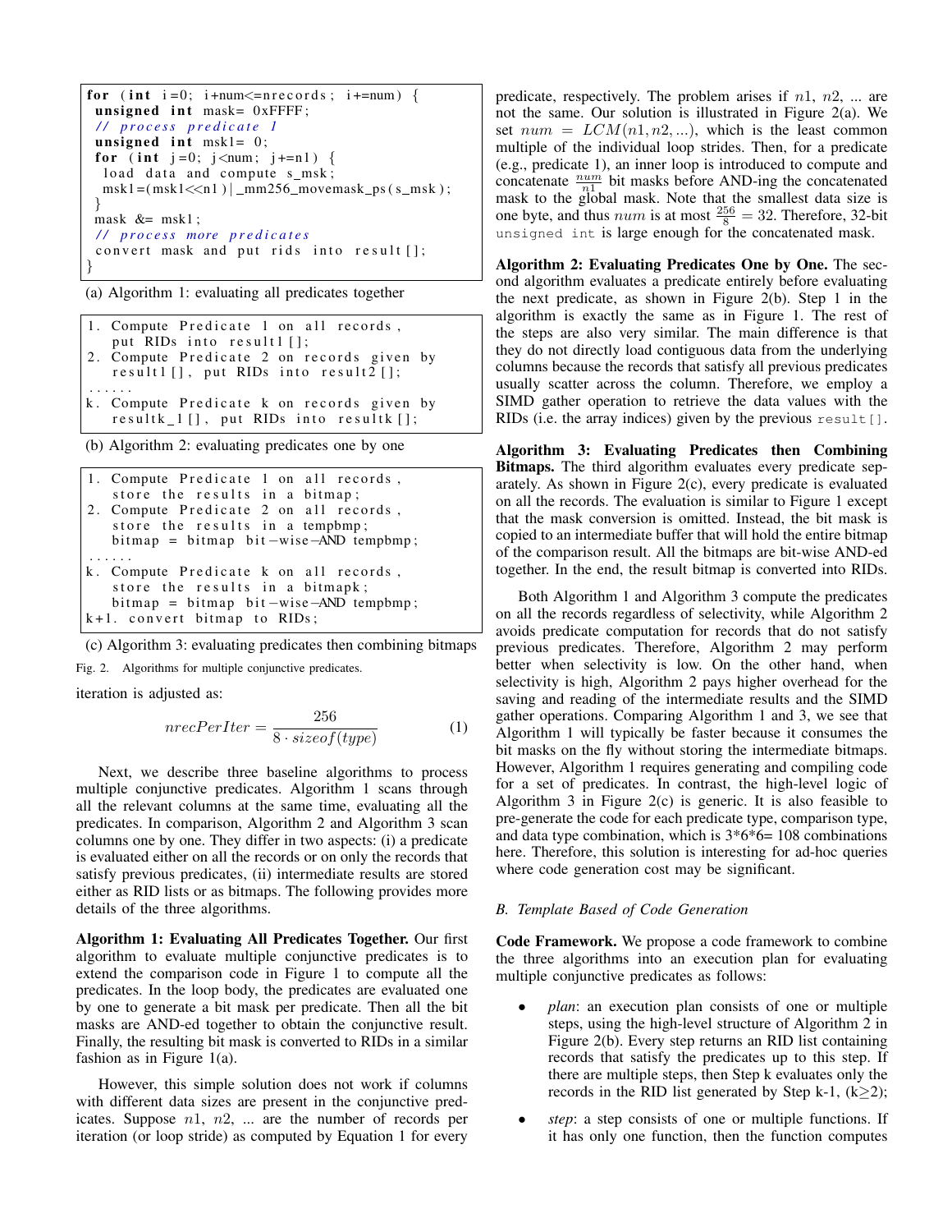```
for (int i=0; i+num<=nrecords; i+=num) {
 unsigned int mask= 0xFFFF;
 // process predicate 1
 unsigned int msk1= 0;
 for (int j=0; j<num; j+=n1) {
  load data and compute s_msk;
  msk1=(msk1<<n1)|_mm256_movemask_ps(s_msk);
 }
 mask &= msk1;
 // process more predicates
 convert mask and put rids into result[];
}
```

(a) Algorithm 1: evaluating all predicates together

```
1. Compute Predicate 1 on all records,
   put RIDs into result1[];
2. Compute Predicate 2 on records given by
   result1[], put RIDs into result2[];
......
k. Compute Predicate k on records given by
   resultk_1[], put RIDs into resultk[];
```

(b) Algorithm 2: evaluating predicates one by one

```
1. Compute Predicate 1 on all records,
   store the results in a bitmap;
2. Compute Predicate 2 on all records,
   store the results in a tempbmp;
   bitmap = bitmap bit-wise-AND tempbmp;
......
k. Compute Predicate k on all records,
   store the results in a bitmapk;
   bitmap = bitmap bit-wise-AND tempbmp;
k+1. convert bitmap to RIDs;
```

(c) Algorithm 3: evaluating predicates then combining bitmaps

Fig. 2. Algorithms for multiple conjunctive predicates.

iteration is adjusted as:

$$nrecPerIter = \frac{256}{8 \cdot sizeof(type)} \tag{1}$$

Next, we describe three baseline algorithms to process multiple conjunctive predicates. Algorithm 1 scans through all the relevant columns at the same time, evaluating all the predicates. In comparison, Algorithm 2 and Algorithm 3 scan columns one by one. They differ in two aspects: (i) a predicate is evaluated either on all the records or on only the records that satisfy previous predicates, (ii) intermediate results are stored either as RID lists or as bitmaps. The following provides more details of the three algorithms.

**Algorithm 1: Evaluating All Predicates Together.** Our first algorithm to evaluate multiple conjunctive predicates is to extend the comparison code in Figure 1 to compute all the predicates. In the loop body, the predicates are evaluated one by one to generate a bit mask per predicate. Then all the bit masks are AND-ed together to obtain the conjunctive result. Finally, the resulting bit mask is converted to RIDs in a similar fashion as in Figure 1(a).

However, this simple solution does not work if columns with different data sizes are present in the conjunctive predicates. Suppose $n1$, $n2$, ... are the number of records per iteration (or loop stride) as computed by Equation 1 for every predicate, respectively. The problem arises if $n1$, $n2$, ... are not the same. Our solution is illustrated in Figure 2(a). We set $num = LCM(n1, n2, ...)$, which is the least common multiple of the individual loop strides. Then, for a predicate (e.g., predicate 1), an inner loop is introduced to compute and concatenate $\frac{num}{n1}$ bit masks before AND-ing the concatenated mask to the global mask. Note that the smallest data size is one byte, and thus $num$ is at most $\frac{256}{8} = 32$. Therefore, 32-bit `unsigned int` is large enough for the concatenated mask.

**Algorithm 2: Evaluating Predicates One by One.** The second algorithm evaluates a predicate entirely before evaluating the next predicate, as shown in Figure 2(b). Step 1 in the algorithm is exactly the same as in Figure 1. The rest of the steps are also very similar. The main difference is that they do not directly load contiguous data from the underlying columns because the records that satisfy all previous predicates usually scatter across the column. Therefore, we employ a SIMD gather operation to retrieve the data values with the RIDs (i.e. the array indices) given by the previous `result[]`.

**Algorithm 3: Evaluating Predicates then Combining Bitmaps.** The third algorithm evaluates every predicate separately. As shown in Figure 2(c), every predicate is evaluated on all the records. The evaluation is similar to Figure 1 except that the mask conversion is omitted. Instead, the bit mask is copied to an intermediate buffer that will hold the entire bitmap of the comparison result. All the bitmaps are bit-wise AND-ed together. In the end, the result bitmap is converted into RIDs.

Both Algorithm 1 and Algorithm 3 compute the predicates on all the records regardless of selectivity, while Algorithm 2 avoids predicate computation for records that do not satisfy previous predicates. Therefore, Algorithm 2 may perform better when selectivity is low. On the other hand, when selectivity is high, Algorithm 2 pays higher overhead for the saving and reading of the intermediate results and the SIMD gather operations. Comparing Algorithm 1 and 3, we see that Algorithm 1 will typically be faster because it consumes the bit masks on the fly without storing the intermediate bitmaps. However, Algorithm 1 requires generating and compiling code for a set of predicates. In contrast, the high-level logic of Algorithm 3 in Figure 2(c) is generic. It is also feasible to pre-generate the code for each predicate type, comparison type, and data type combination, which is 3\*6\*6= 108 combinations here. Therefore, this solution is interesting for ad-hoc queries where code generation cost may be significant.

### B. Template Based of Code Generation

**Code Framework.** We propose a code framework to combine the three algorithms into an execution plan for evaluating multiple conjunctive predicates as follows:

- *plan*: an execution plan consists of one or multiple steps, using the high-level structure of Algorithm 2 in Figure 2(b). Every step returns an RID list containing records that satisfy the predicates up to this step. If there are multiple steps, then Step k evaluates only the records in the RID list generated by Step k-1, (k≥2);
- *step*: a step consists of one or multiple functions. If it has only one function, then the function computes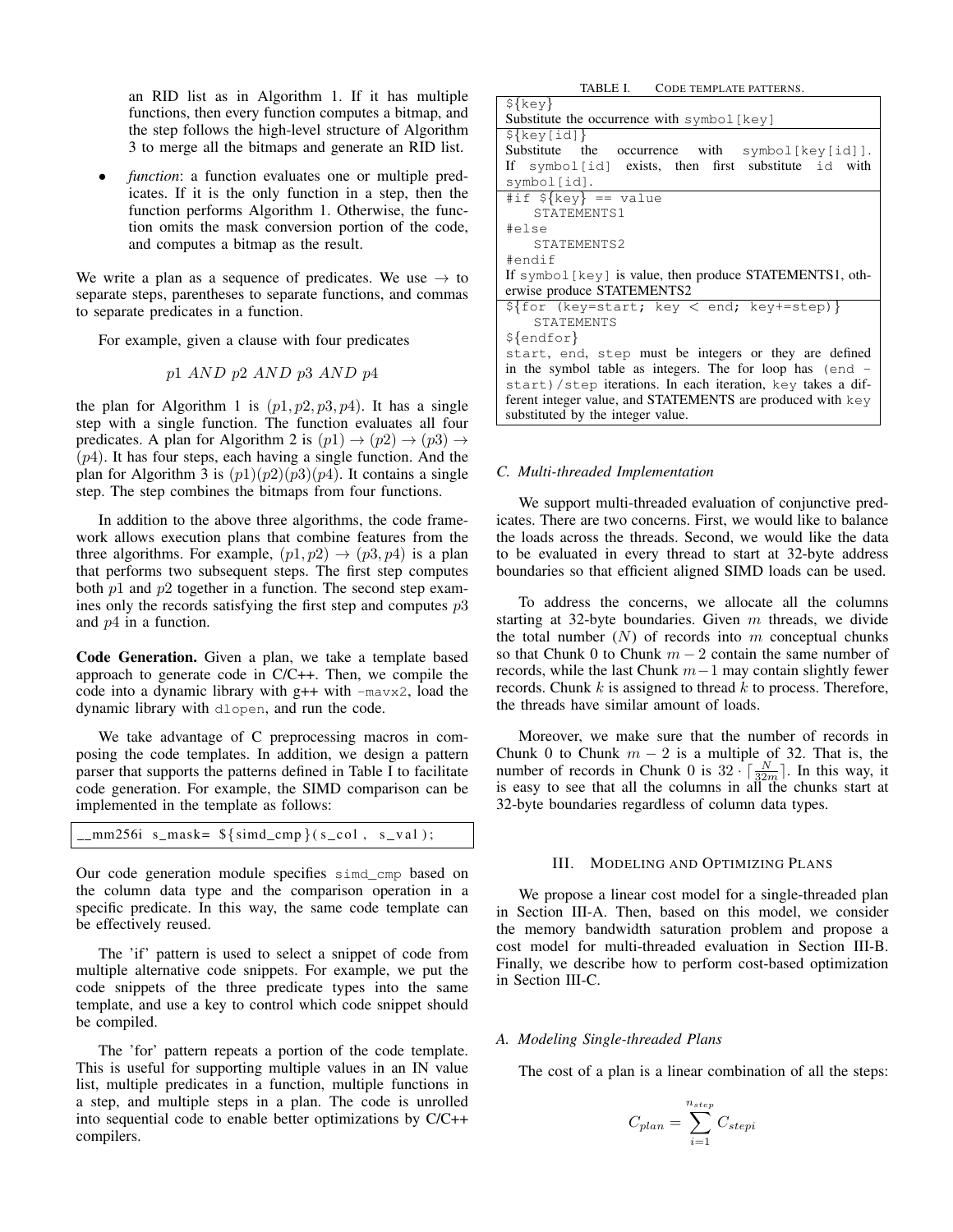an RID list as in Algorithm 1. If it has multiple functions, then every function computes a bitmap, and the step follows the high-level structure of Algorithm 3 to merge all the bitmaps and generate an RID list.

- *function*: a function evaluates one or multiple predicates. If it is the only function in a step, then the function performs Algorithm 1. Otherwise, the function omits the mask conversion portion of the code, and computes a bitmap as the result.

We write a plan as a sequence of predicates. We use $\rightarrow$ to separate steps, parentheses to separate functions, and commas to separate predicates in a function.

For example, given a clause with four predicates

$$p1\ AND\ p2\ AND\ p3\ AND\ p4$$

the plan for Algorithm 1 is $(p1, p2, p3, p4)$. It has a single step with a single function. The function evaluates all four predicates. A plan for Algorithm 2 is $(p1) \rightarrow (p2) \rightarrow (p3) \rightarrow (p4)$. It has four steps, each having a single function. And the plan for Algorithm 3 is $(p1)(p2)(p3)(p4)$. It contains a single step. The step combines the bitmaps from four functions.

In addition to the above three algorithms, the code framework allows execution plans that combine features from the three algorithms. For example, $(p1, p2) \rightarrow (p3, p4)$ is a plan that performs two subsequent steps. The first step computes both $p1$ and $p2$ together in a function. The second step examines only the records satisfying the first step and computes $p3$ and $p4$ in a function.

**Code Generation.** Given a plan, we take a template based approach to generate code in C/C++. Then, we compile the code into a dynamic library with g++ with `-mavx2`, load the dynamic library with `dlopen`, and run the code.

We take advantage of C preprocessing macros in composing the code templates. In addition, we design a pattern parser that supports the patterns defined in Table I to facilitate code generation. For example, the SIMD comparison can be implemented in the template as follows:

```
__mm256i s_mask= ${simd_cmp}(s_col, s_val);
```

Our code generation module specifies `simd_cmp` based on the column data type and the comparison operation in a specific predicate. In this way, the same code template can be effectively reused.

The 'if' pattern is used to select a snippet of code from multiple alternative code snippets. For example, we put the code snippets of the three predicate types into the same template, and use a key to control which code snippet should be compiled.

The 'for' pattern repeats a portion of the code template. This is useful for supporting multiple values in an IN value list, multiple predicates in a function, multiple functions in a step, and multiple steps in a plan. The code is unrolled into sequential code to enable better optimizations by C/C++ compilers.

TABLE I. CODE TEMPLATE PATTERNS.

| Pattern / Description |
|---|
| `${key}`<br>Substitute the occurrence with `symbol[key]` |
| `${key[id]}`<br>Substitute the occurrence with `symbol[key[id]]`. If `symbol[id]` exists, then first substitute `id` with `symbol[id]`. |
| `#if ${key} == value`<br>`    STATEMENTS1`<br>`#else`<br>`    STATEMENTS2`<br>`#endif`<br>If `symbol[key]` is value, then produce STATEMENTS1, otherwise produce STATEMENTS2 |
| `${for (key=start; key < end; key+=step)}`<br>`    STATEMENTS`<br>`${endfor}`<br>`start`, `end`, `step` must be integers or they are defined in the symbol table as integers. The for loop has `(end - start)/step` iterations. In each iteration, `key` takes a different integer value, and STATEMENTS are produced with `key` substituted by the integer value. |

### C. Multi-threaded Implementation

We support multi-threaded evaluation of conjunctive predicates. There are two concerns. First, we would like to balance the loads across the threads. Second, we would like the data to be evaluated in every thread to start at 32-byte address boundaries so that efficient aligned SIMD loads can be used.

To address the concerns, we allocate all the columns starting at 32-byte boundaries. Given $m$ threads, we divide the total number ($N$) of records into $m$ conceptual chunks so that Chunk 0 to Chunk $m-2$ contain the same number of records, while the last Chunk $m-1$ may contain slightly fewer records. Chunk $k$ is assigned to thread $k$ to process. Therefore, the threads have similar amount of loads.

Moreover, we make sure that the number of records in Chunk 0 to Chunk $m-2$ is a multiple of 32. That is, the number of records in Chunk 0 is $32 \cdot \lceil \frac{N}{32m} \rceil$. In this way, it is easy to see that all the columns in all the chunks start at 32-byte boundaries regardless of column data types.

## III. MODELING AND OPTIMIZING PLANS

We propose a linear cost model for a single-threaded plan in Section III-A. Then, based on this model, we consider the memory bandwidth saturation problem and propose a cost model for multi-threaded evaluation in Section III-B. Finally, we describe how to perform cost-based optimization in Section III-C.

### A. Modeling Single-threaded Plans

The cost of a plan is a linear combination of all the steps:

$$C_{plan} = \sum_{i=1}^{n_{step}} C_{stepi}$$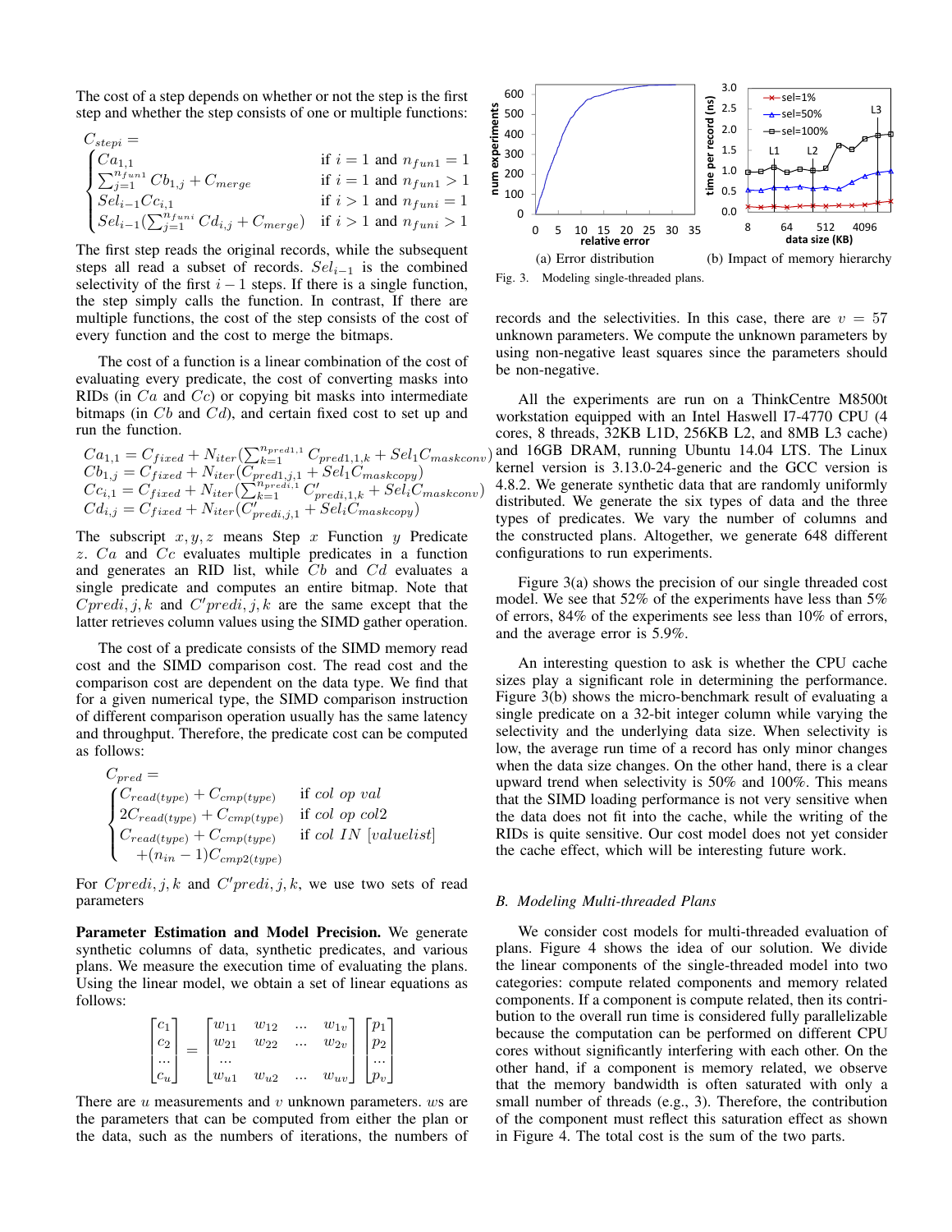The cost of a step depends on whether or not the step is the first step and whether the step consists of one or multiple functions:

$$C_{stepi} = \begin{cases} Ca_{1,1} & \text{if } i = 1 \text{ and } n_{fun1} = 1 \\ \sum_{j=1}^{n_{fun1}} Cb_{1,j} + C_{merge} & \text{if } i = 1 \text{ and } n_{fun1} > 1 \\ Sel_{i-1} Cc_{i,1} & \text{if } i > 1 \text{ and } n_{funi} = 1 \\ Sel_{i-1}(\sum_{j=1}^{n_{funi}} Cd_{i,j} + C_{merge}) & \text{if } i > 1 \text{ and } n_{funi} > 1 \end{cases}$$

The first step reads the original records, while the subsequent steps all read a subset of records. $Sel_{i-1}$ is the combined selectivity of the first $i-1$ steps. If there is a single function, the step simply calls the function. In contrast, If there are multiple functions, the cost of the step consists of the cost of every function and the cost to merge the bitmaps.

The cost of a function is a linear combination of the cost of evaluating every predicate, the cost of converting masks into RIDs (in $Ca$ and $Cc$) or copying bit masks into intermediate bitmaps (in $Cb$ and $Cd$), and certain fixed cost to set up and run the function.

$$Ca_{1,1} = C_{fixed} + N_{iter}(\sum_{k=1}^{n_{pred1,1}} C_{pred1,1,k} + Sel_1 C_{maskconv})$$
$$Cb_{1,j} = C_{fixed} + N_{iter}(C_{pred1,j,1} + Sel_1 C_{maskcopy})$$
$$Cc_{i,1} = C_{fixed} + N_{iter}(\sum_{k=1}^{n_{predi,1}} C'_{predi,1,k} + Sel_i C_{maskconv})$$
$$Cd_{i,j} = C_{fixed} + N_{iter}(C'_{predi,j,1} + Sel_i C_{maskcopy})$$

The subscript $x, y, z$ means Step $x$ Function $y$ Predicate $z$. $Ca$ and $Cc$ evaluates multiple predicates in a function and generates an RID list, while $Cb$ and $Cd$ evaluates a single predicate and computes an entire bitmap. Note that $Cpredi, j, k$ and $C'predi, j, k$ are the same except that the latter retrieves column values using the SIMD gather operation.

The cost of a predicate consists of the SIMD memory read cost and the SIMD comparison cost. The read cost and the comparison cost are dependent on the data type. We find that for a given numerical type, the SIMD comparison instruction of different comparison operation usually has the same latency and throughput. Therefore, the predicate cost can be computed as follows:

$$C_{pred} = \begin{cases} C_{read(type)} + C_{cmp(type)} & \text{if } col\ op\ val \\ 2C_{read(type)} + C_{cmp(type)} & \text{if } col\ op\ col2 \\ C_{read(type)} + C_{cmp(type)} & \text{if } col\ IN\ [valuelist] \\ \quad +(n_{in} - 1)C_{cmp2(type)} & \end{cases}$$

For $Cpredi, j, k$ and $C'predi, j, k$, we use two sets of read parameters

**Parameter Estimation and Model Precision.** We generate synthetic columns of data, synthetic predicates, and various plans. We measure the execution time of evaluating the plans. Using the linear model, we obtain a set of linear equations as follows:

$$\begin{bmatrix} c_1 \\ c_2 \\ \dots \\ c_u \end{bmatrix} = \begin{bmatrix} w_{11} & w_{12} & \dots & w_{1v} \\ w_{21} & w_{22} & \dots & w_{2v} \\ \dots & & & \\ w_{u1} & w_{u2} & \dots & w_{uv} \end{bmatrix} \begin{bmatrix} p_1 \\ p_2 \\ \dots \\ p_v \end{bmatrix}$$

There are $u$ measurements and $v$ unknown parameters. $w$s are the parameters that can be computed from either the plan or the data, such as the numbers of iterations, the numbers of records and the selectivities. In this case, there are $v = 57$ unknown parameters. We compute the unknown parameters by using non-negative least squares since the parameters should be non-negative.

All the experiments are run on a ThinkCentre M8500t workstation equipped with an Intel Haswell I7-4770 CPU (4 cores, 8 threads, 32KB L1D, 256KB L2, and 8MB L3 cache) and 16GB DRAM, running Ubuntu 14.04 LTS. The Linux kernel version is 3.13.0-24-generic and the GCC version is 4.8.2. We generate synthetic data that are randomly uniformly distributed. We generate the six types of data and the three types of predicates. We vary the number of columns and the constructed plans. Altogether, we generate 648 different configurations to run experiments.

(a) Error distribution (b) Impact of memory hierarchy

Fig. 3. Modeling single-threaded plans.

Figure 3(a) shows the precision of our single threaded cost model. We see that 52% of the experiments have less than 5% of errors, 84% of the experiments see less than 10% of errors, and the average error is 5.9%.

An interesting question to ask is whether the CPU cache sizes play a significant role in determining the performance. Figure 3(b) shows the micro-benchmark result of evaluating a single predicate on a 32-bit integer column while varying the selectivity and the underlying data size. When selectivity is low, the average run time of a record has only minor changes when the data size changes. On the other hand, there is a clear upward trend when selectivity is 50% and 100%. This means that the SIMD loading performance is not very sensitive when the data does not fit into the cache, while the writing of the RIDs is quite sensitive. Our cost model does not yet consider the cache effect, which will be interesting future work.

### B. Modeling Multi-threaded Plans

We consider cost models for multi-threaded evaluation of plans. Figure 4 shows the idea of our solution. We divide the linear components of the single-threaded model into two categories: compute related components and memory related components. If a component is compute related, then its contribution to the overall run time is considered fully parallelizable because the computation can be performed on different CPU cores without significantly interfering with each other. On the other hand, if a component is memory related, we observe that the memory bandwidth is often saturated with only a small number of threads (e.g., 3). Therefore, the contribution of the component must reflect this saturation effect as shown in Figure 4. The total cost is the sum of the two parts.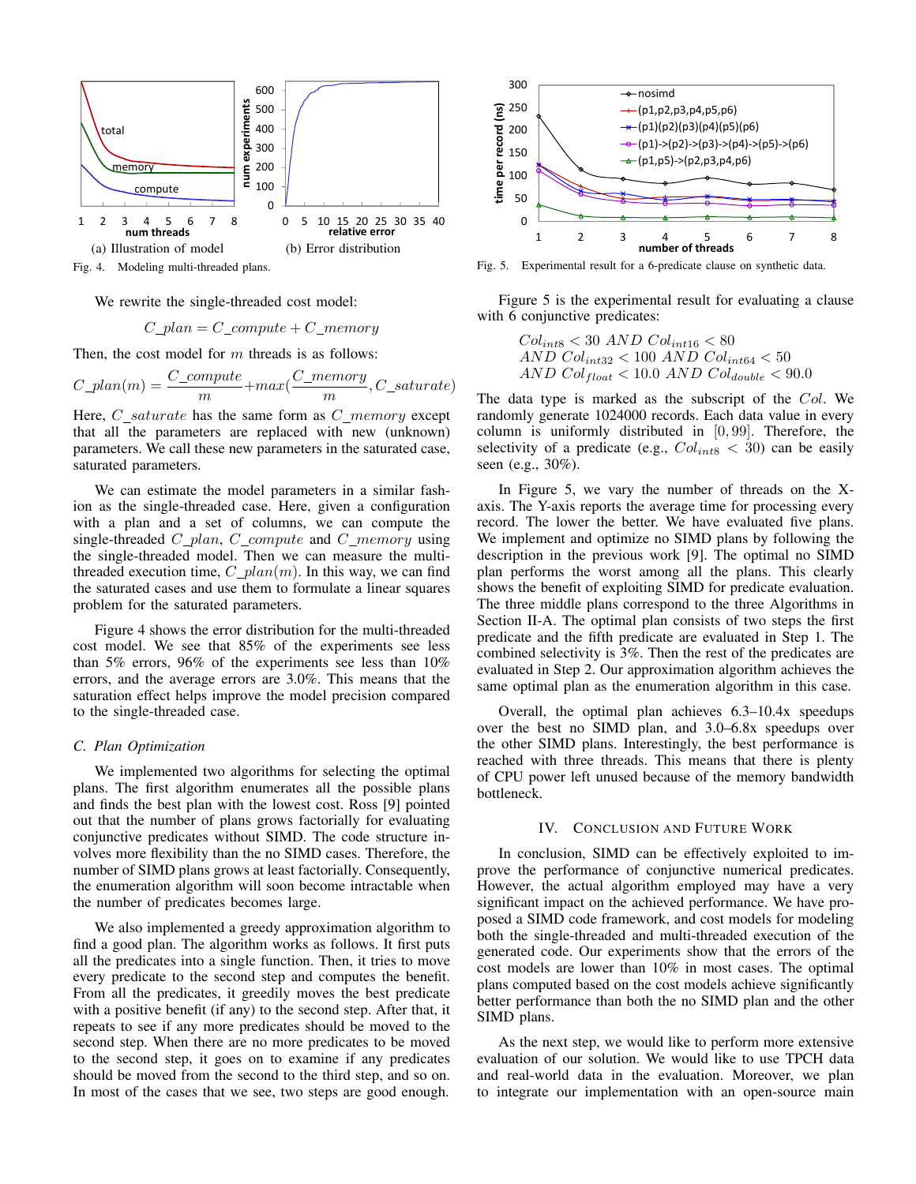Fig. 4. Modeling multi-threaded plans.

(a) Illustration of model (b) Error distribution

We rewrite the single-threaded cost model:

$$C\_plan = C\_compute + C\_memory$$

Then, the cost model for $m$ threads is as follows:

$$C\_plan(m) = \frac{C\_compute}{m} + max(\frac{C\_memory}{m}, C\_saturate)$$

Here, $C\_saturate$ has the same form as $C\_memory$ except that all the parameters are replaced with new (unknown) parameters. We call these new parameters in the saturated case, saturated parameters.

We can estimate the model parameters in a similar fashion as the single-threaded case. Here, given a configuration with a plan and a set of columns, we can compute the single-threaded $C\_plan$, $C\_compute$ and $C\_memory$ using the single-threaded model. Then we can measure the multi-threaded execution time, $C\_plan(m)$. In this way, we can find the saturated cases and use them to formulate a linear squares problem for the saturated parameters.

Figure 4 shows the error distribution for the multi-threaded cost model. We see that 85% of the experiments see less than 5% errors, 96% of the experiments see less than 10% errors, and the average errors are 3.0%. This means that the saturation effect helps improve the model precision compared to the single-threaded case.

### C. Plan Optimization

We implemented two algorithms for selecting the optimal plans. The first algorithm enumerates all the possible plans and finds the best plan with the lowest cost. Ross [9] pointed out that the number of plans grows factorially for evaluating conjunctive predicates without SIMD. The code structure involves more flexibility than the no SIMD cases. Therefore, the number of SIMD plans grows at least factorially. Consequently, the enumeration algorithm will soon become intractable when the number of predicates becomes large.

We also implemented a greedy approximation algorithm to find a good plan. The algorithm works as follows. It first puts all the predicates into a single function. Then, it tries to move every predicate to the second step and computes the benefit. From all the predicates, it greedily moves the best predicate with a positive benefit (if any) to the second step. After that, it repeats to see if any more predicates should be moved to the second step. When there are no more predicates to be moved to the second step, it goes on to examine if any predicates should be moved from the second to the third step, and so on. In most of the cases that we see, two steps are good enough.

Fig. 5. Experimental result for a 6-predicate clause on synthetic data.

Figure 5 is the experimental result for evaluating a clause with 6 conjunctive predicates:

$$\begin{aligned} &Col_{int8} < 30 \ AND \ Col_{int16} < 80 \\ &AND \ Col_{int32} < 100 \ AND \ Col_{int64} < 50 \\ &AND \ Col_{float} < 10.0 \ AND \ Col_{double} < 90.0 \end{aligned}$$

The data type is marked as the subscript of the $Col$. We randomly generate 1024000 records. Each data value in every column is uniformly distributed in $[0, 99]$. Therefore, the selectivity of a predicate (e.g., $Col_{int8} < 30$) can be easily seen (e.g., 30%).

In Figure 5, we vary the number of threads on the X-axis. The Y-axis reports the average time for processing every record. The lower the better. We have evaluated five plans. We implement and optimize no SIMD plans by following the description in the previous work [9]. The optimal no SIMD plan performs the worst among all the plans. This clearly shows the benefit of exploiting SIMD for predicate evaluation. The three middle plans correspond to the three Algorithms in Section II-A. The optimal plan consists of two steps the first predicate and the fifth predicate are evaluated in Step 1. The combined selectivity is 3%. Then the rest of the predicates are evaluated in Step 2. Our approximation algorithm achieves the same optimal plan as the enumeration algorithm in this case.

Overall, the optimal plan achieves 6.3–10.4x speedups over the best no SIMD plan, and 3.0–6.8x speedups over the other SIMD plans. Interestingly, the best performance is reached with three threads. This means that there is plenty of CPU power left unused because of the memory bandwidth bottleneck.

## IV. Conclusion and Future Work

In conclusion, SIMD can be effectively exploited to improve the performance of conjunctive numerical predicates. However, the actual algorithm employed may have a very significant impact on the achieved performance. We have proposed a SIMD code framework, and cost models for modeling both the single-threaded and multi-threaded execution of the generated code. Our experiments show that the errors of the cost models are lower than 10% in most cases. The optimal plans computed based on the cost models achieve significantly better performance than both the no SIMD plan and the other SIMD plans.

As the next step, we would like to perform more extensive evaluation of our solution. We would like to use TPCH data and real-world data in the evaluation. Moreover, we plan to integrate our implementation with an open-source main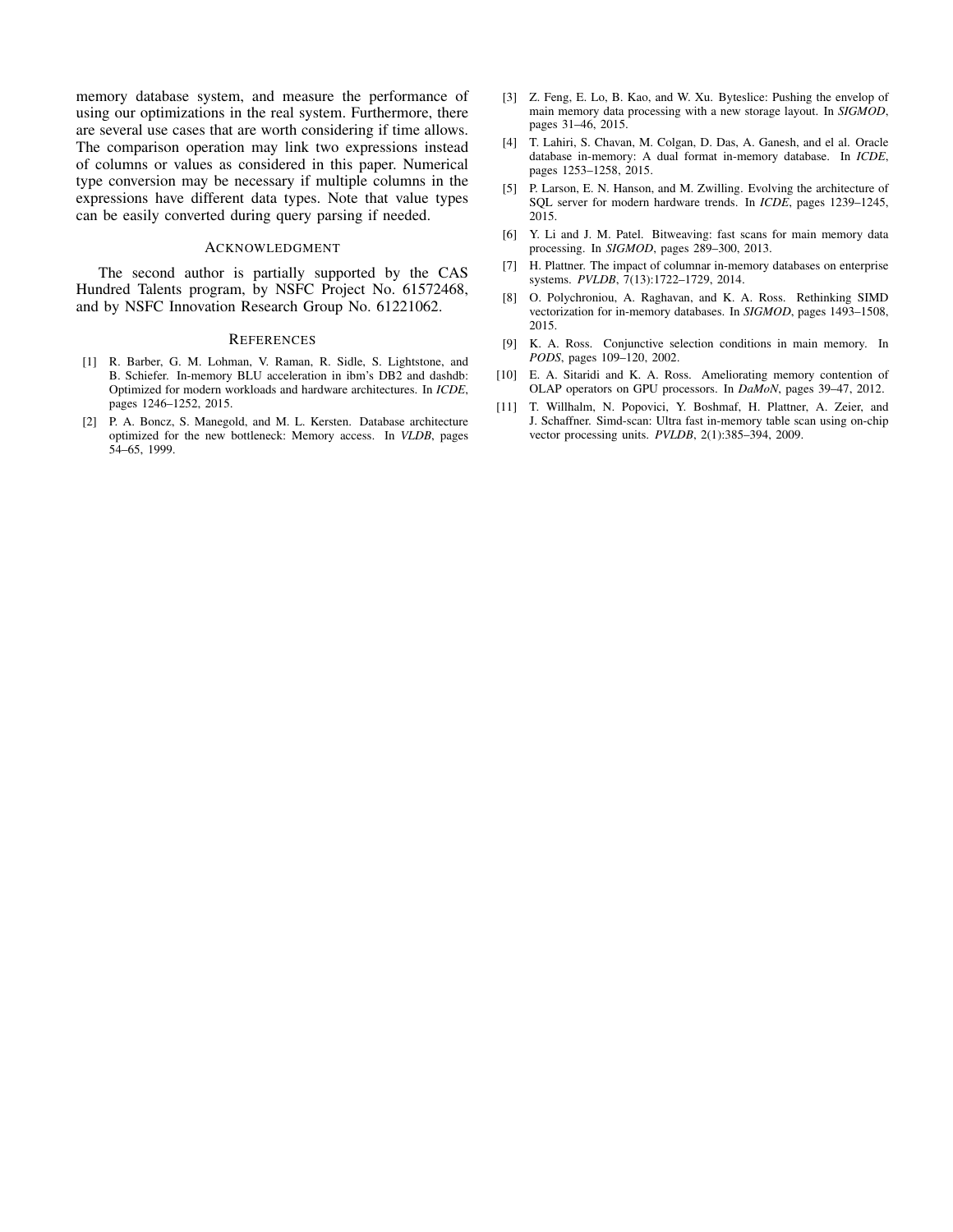memory database system, and measure the performance of using our optimizations in the real system. Furthermore, there are several use cases that are worth considering if time allows. The comparison operation may link two expressions instead of columns or values as considered in this paper. Numerical type conversion may be necessary if multiple columns in the expressions have different data types. Note that value types can be easily converted during query parsing if needed.

## Acknowledgment

The second author is partially supported by the CAS Hundred Talents program, by NSFC Project No. 61572468, and by NSFC Innovation Research Group No. 61221062.

## References

[1] R. Barber, G. M. Lohman, V. Raman, R. Sidle, S. Lightstone, and B. Schiefer. In-memory BLU acceleration in ibm's DB2 and dashdb: Optimized for modern workloads and hardware architectures. In *ICDE*, pages 1246–1252, 2015.

[2] P. A. Boncz, S. Manegold, and M. L. Kersten. Database architecture optimized for the new bottleneck: Memory access. In *VLDB*, pages 54–65, 1999.

[3] Z. Feng, E. Lo, B. Kao, and W. Xu. Byteslice: Pushing the envelop of main memory data processing with a new storage layout. In *SIGMOD*, pages 31–46, 2015.

[4] T. Lahiri, S. Chavan, M. Colgan, D. Das, A. Ganesh, and el al. Oracle database in-memory: A dual format in-memory database. In *ICDE*, pages 1253–1258, 2015.

[5] P. Larson, E. N. Hanson, and M. Zwilling. Evolving the architecture of SQL server for modern hardware trends. In *ICDE*, pages 1239–1245, 2015.

[6] Y. Li and J. M. Patel. Bitweaving: fast scans for main memory data processing. In *SIGMOD*, pages 289–300, 2013.

[7] H. Plattner. The impact of columnar in-memory databases on enterprise systems. *PVLDB*, 7(13):1722–1729, 2014.

[8] O. Polychroniou, A. Raghavan, and K. A. Ross. Rethinking SIMD vectorization for in-memory databases. In *SIGMOD*, pages 1493–1508, 2015.

[9] K. A. Ross. Conjunctive selection conditions in main memory. In *PODS*, pages 109–120, 2002.

[10] E. A. Sitaridi and K. A. Ross. Ameliorating memory contention of OLAP operators on GPU processors. In *DaMoN*, pages 39–47, 2012.

[11] T. Willhalm, N. Popovici, Y. Boshmaf, H. Plattner, A. Zeier, and J. Schaffner. Simd-scan: Ultra fast in-memory table scan using on-chip vector processing units. *PVLDB*, 2(1):385–394, 2009.